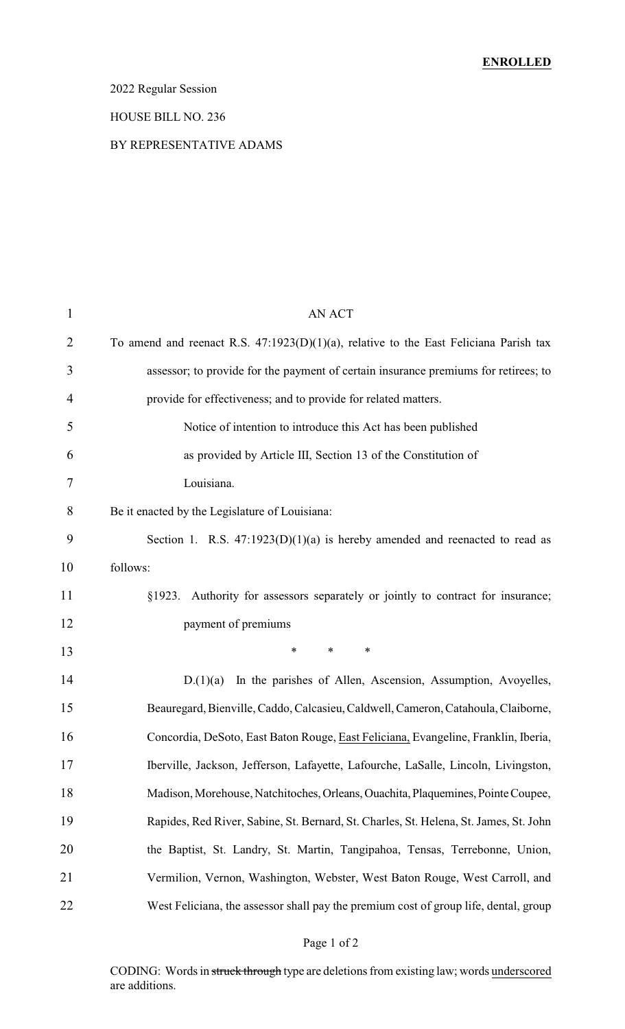**ENROLLED**

2022 Regular Session

HOUSE BILL NO. 236

BY REPRESENTATIVE ADAMS

AN ACT

To amend and reenact R.S. 47:1923(D)(1)(a), relative to the East Feliciana Parish tax assessor; to provide for the payment of certain insurance premiums for retirees; to provide for effectiveness; and to provide for related matters.

Notice of intention to introduce this Act has been published as provided by Article III, Section 13 of the Constitution of Louisiana.

Be it enacted by the Legislature of Louisiana:

Section 1. R.S. 47:1923(D)(1)(a) is hereby amended and reenacted to read as follows:

§1923. Authority for assessors separately or jointly to contract for insurance; payment of premiums

\* \* \*

D.(1)(a) In the parishes of Allen, Ascension, Assumption, Avoyelles, Beauregard, Bienville, Caddo, Calcasieu, Caldwell, Cameron, Catahoula, Claiborne, Concordia, DeSoto, East Baton Rouge, <u>East Feliciana,</u> Evangeline, Franklin, Iberia, Iberville, Jackson, Jefferson, Lafayette, Lafourche, LaSalle, Lincoln, Livingston, Madison, Morehouse, Natchitoches, Orleans, Ouachita, Plaquemines, Pointe Coupee, Rapides, Red River, Sabine, St. Bernard, St. Charles, St. Helena, St. James, St. John the Baptist, St. Landry, St. Martin, Tangipahoa, Tensas, Terrebonne, Union, Vermilion, Vernon, Washington, Webster, West Baton Rouge, West Carroll, and West Feliciana, the assessor shall pay the premium cost of group life, dental, group

CODING: Words in ~~struck through~~ type are deletions from existing law; words <u>underscored</u> are additions.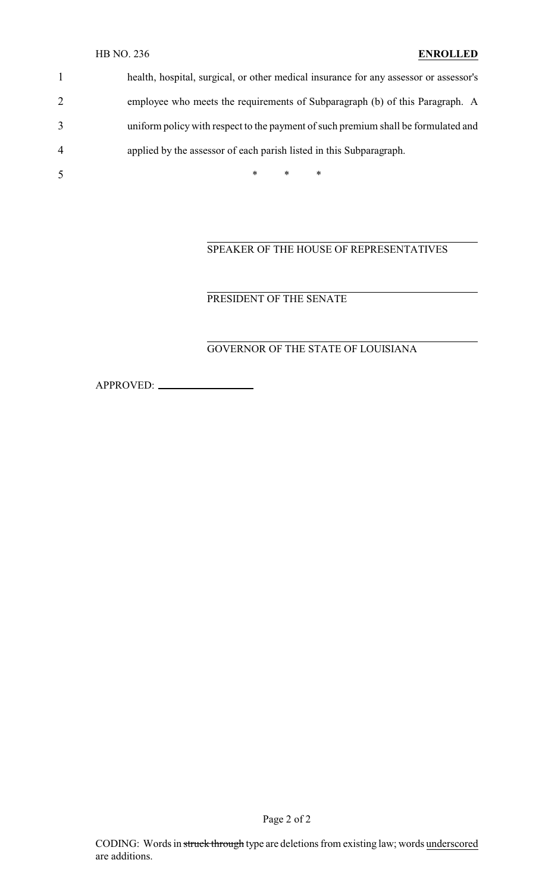health, hospital, surgical, or other medical insurance for any assessor or assessor's employee who meets the requirements of Subparagraph (b) of this Paragraph. A uniform policy with respect to the payment of such premium shall be formulated and applied by the assessor of each parish listed in this Subparagraph.

\* \* \*

SPEAKER OF THE HOUSE OF REPRESENTATIVES

PRESIDENT OF THE SENATE

GOVERNOR OF THE STATE OF LOUISIANA

APPROVED: \_\_\_\_\_\_\_\_\_\_\_\_\_\_\_\_\_\_\_\_

CODING: Words in ~~struck through~~ type are deletions from existing law; words underscored are additions.